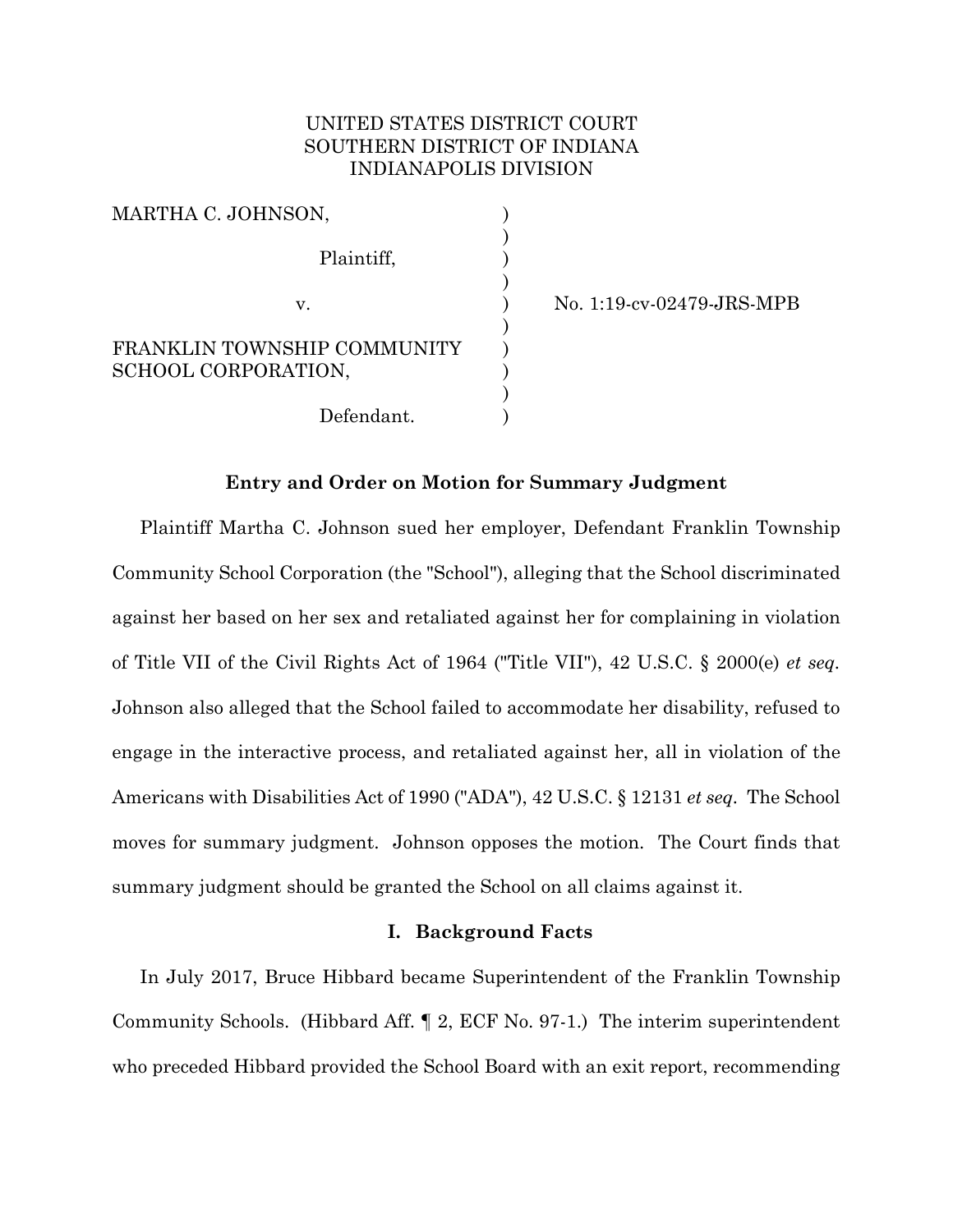UNITED STATES DISTRICT COURT
SOUTHERN DISTRICT OF INDIANA
INDIANAPOLIS DIVISION

MARTHA C. JOHNSON,

Plaintiff,

v.

FRANKLIN TOWNSHIP COMMUNITY SCHOOL CORPORATION,

Defendant.

No. 1:19-cv-02479-JRS-MPB

**Entry and Order on Motion for Summary Judgment**

Plaintiff Martha C. Johnson sued her employer, Defendant Franklin Township Community School Corporation (the "School"), alleging that the School discriminated against her based on her sex and retaliated against her for complaining in violation of Title VII of the Civil Rights Act of 1964 ("Title VII"), 42 U.S.C. § 2000(e) *et seq.* Johnson also alleged that the School failed to accommodate her disability, refused to engage in the interactive process, and retaliated against her, all in violation of the Americans with Disabilities Act of 1990 ("ADA"), 42 U.S.C. § 12131 *et seq.* The School moves for summary judgment. Johnson opposes the motion. The Court finds that summary judgment should be granted the School on all claims against it.

**I. Background Facts**

In July 2017, Bruce Hibbard became Superintendent of the Franklin Township Community Schools. (Hibbard Aff. ¶ 2, ECF No. 97-1.) The interim superintendent who preceded Hibbard provided the School Board with an exit report, recommending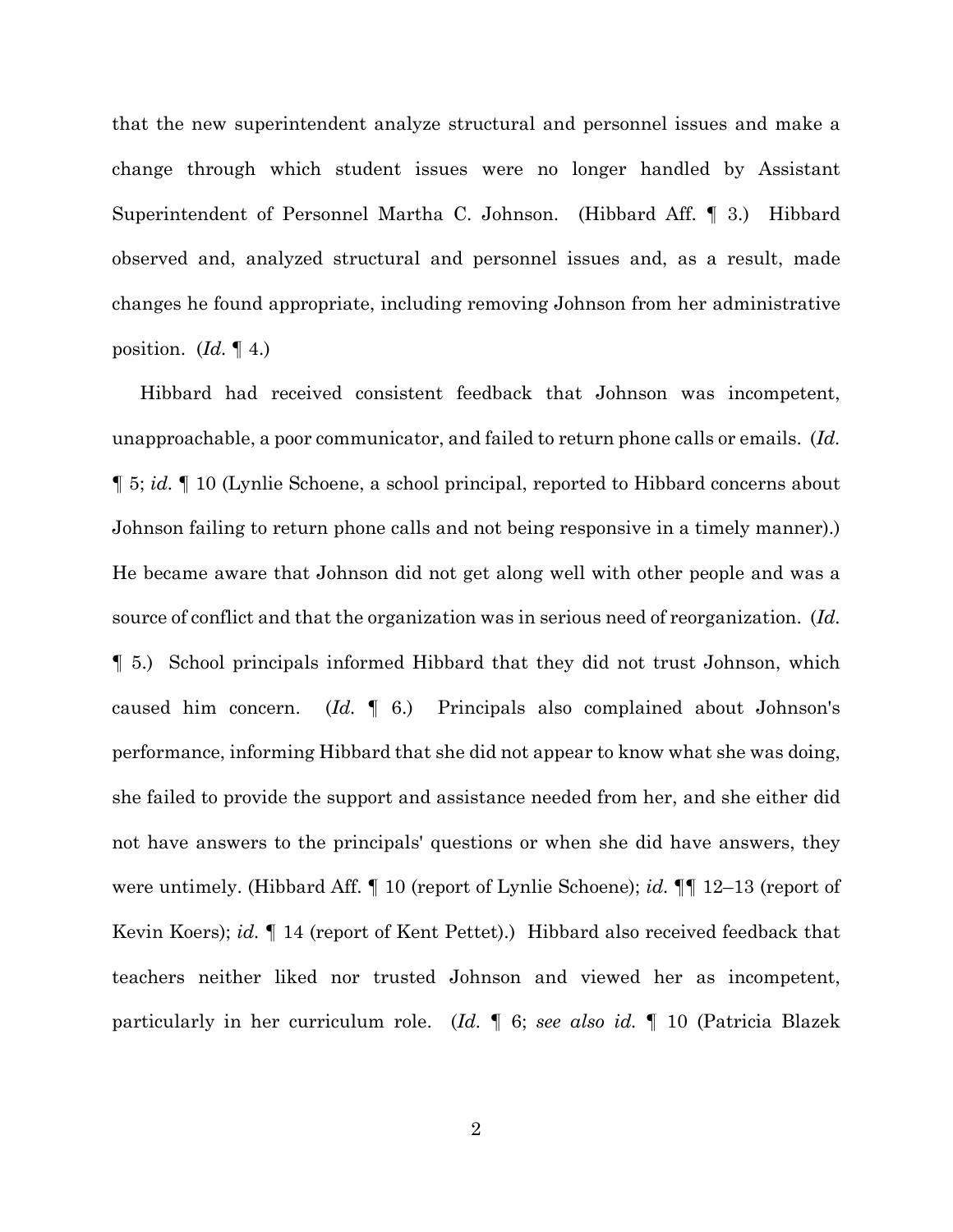that the new superintendent analyze structural and personnel issues and make a change through which student issues were no longer handled by Assistant Superintendent of Personnel Martha C. Johnson. (Hibbard Aff. ¶ 3.) Hibbard observed and, analyzed structural and personnel issues and, as a result, made changes he found appropriate, including removing Johnson from her administrative position. (*Id.* ¶ 4.)

Hibbard had received consistent feedback that Johnson was incompetent, unapproachable, a poor communicator, and failed to return phone calls or emails. (*Id.* ¶ 5; *id.* ¶ 10 (Lynlie Schoene, a school principal, reported to Hibbard concerns about Johnson failing to return phone calls and not being responsive in a timely manner).) He became aware that Johnson did not get along well with other people and was a source of conflict and that the organization was in serious need of reorganization. (*Id.* ¶ 5.) School principals informed Hibbard that they did not trust Johnson, which caused him concern. (*Id.* ¶ 6.) Principals also complained about Johnson's performance, informing Hibbard that she did not appear to know what she was doing, she failed to provide the support and assistance needed from her, and she either did not have answers to the principals' questions or when she did have answers, they were untimely. (Hibbard Aff. ¶ 10 (report of Lynlie Schoene); *id.* ¶¶ 12–13 (report of Kevin Koers); *id.* ¶ 14 (report of Kent Pettet).) Hibbard also received feedback that teachers neither liked nor trusted Johnson and viewed her as incompetent, particularly in her curriculum role. (*Id.* ¶ 6; *see also id.* ¶ 10 (Patricia Blazek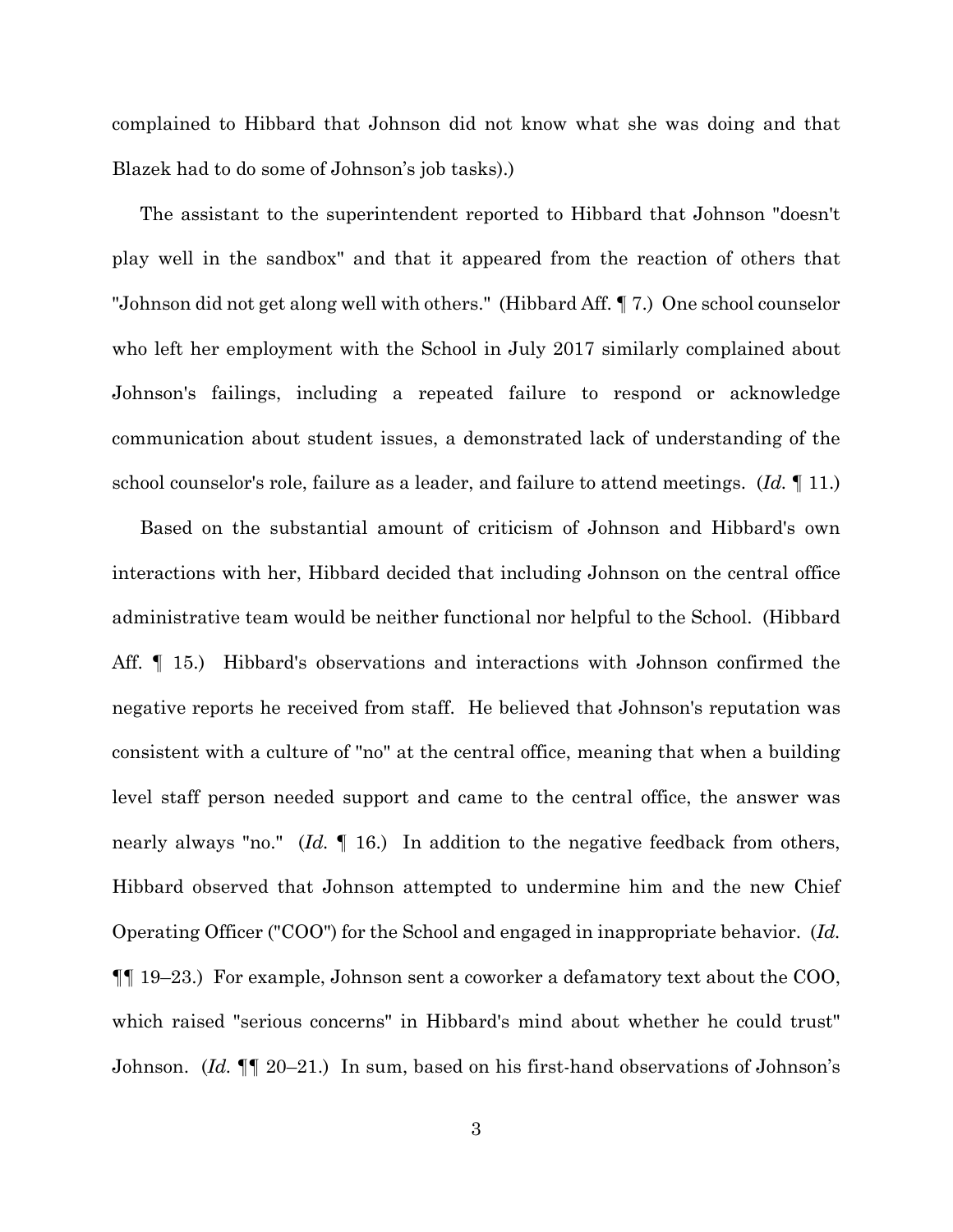complained to Hibbard that Johnson did not know what she was doing and that Blazek had to do some of Johnson's job tasks).)

The assistant to the superintendent reported to Hibbard that Johnson "doesn't play well in the sandbox" and that it appeared from the reaction of others that "Johnson did not get along well with others." (Hibbard Aff. ¶ 7.) One school counselor who left her employment with the School in July 2017 similarly complained about Johnson's failings, including a repeated failure to respond or acknowledge communication about student issues, a demonstrated lack of understanding of the school counselor's role, failure as a leader, and failure to attend meetings. (*Id.* ¶ 11.)

Based on the substantial amount of criticism of Johnson and Hibbard's own interactions with her, Hibbard decided that including Johnson on the central office administrative team would be neither functional nor helpful to the School. (Hibbard Aff. ¶ 15.) Hibbard's observations and interactions with Johnson confirmed the negative reports he received from staff. He believed that Johnson's reputation was consistent with a culture of "no" at the central office, meaning that when a building level staff person needed support and came to the central office, the answer was nearly always "no." (*Id.* ¶ 16.) In addition to the negative feedback from others, Hibbard observed that Johnson attempted to undermine him and the new Chief Operating Officer ("COO") for the School and engaged in inappropriate behavior. (*Id.* ¶¶ 19–23.) For example, Johnson sent a coworker a defamatory text about the COO, which raised "serious concerns" in Hibbard's mind about whether he could trust" Johnson. (*Id.* ¶¶ 20–21.) In sum, based on his first-hand observations of Johnson's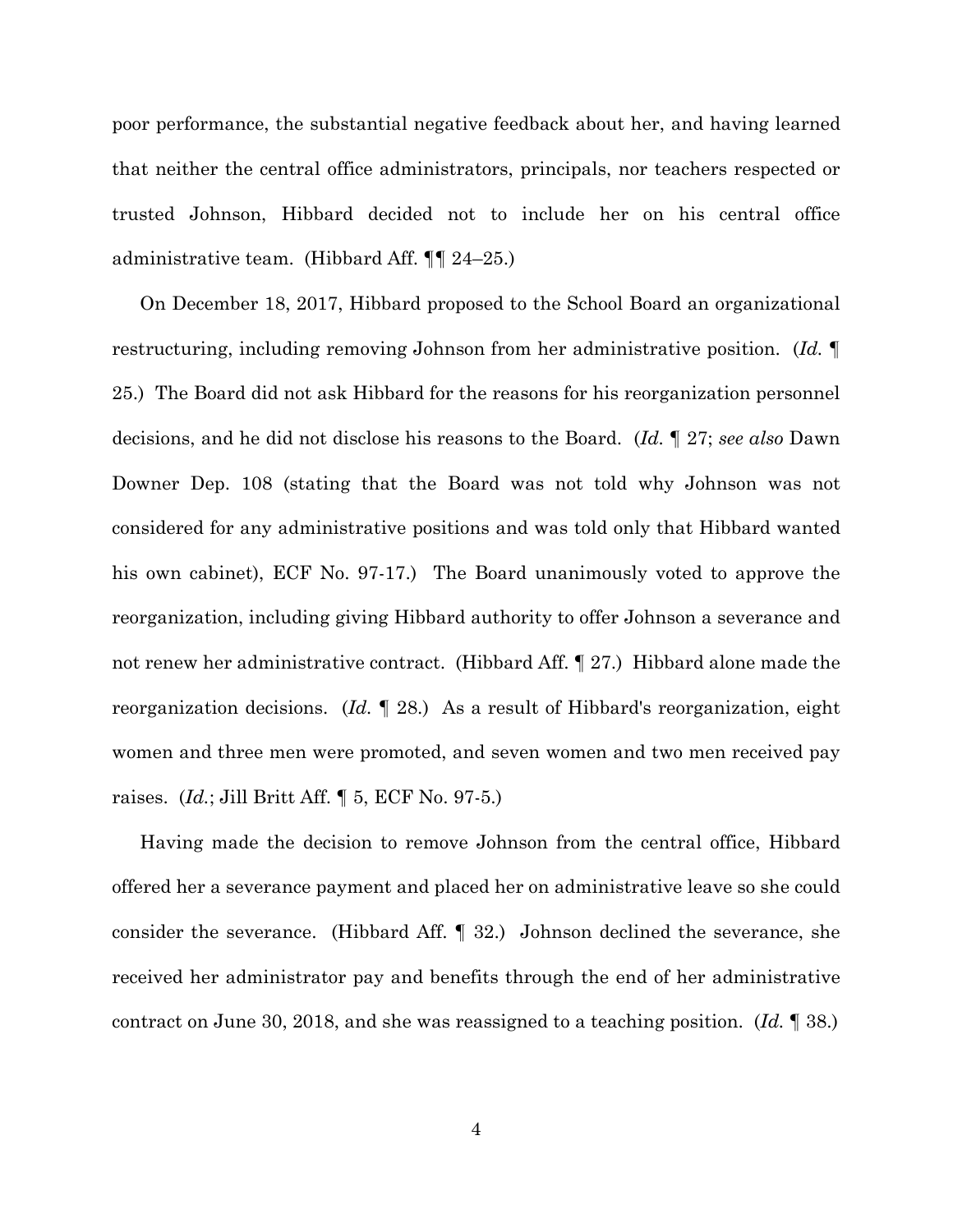poor performance, the substantial negative feedback about her, and having learned that neither the central office administrators, principals, nor teachers respected or trusted Johnson, Hibbard decided not to include her on his central office administrative team. (Hibbard Aff. ¶¶ 24–25.)

On December 18, 2017, Hibbard proposed to the School Board an organizational restructuring, including removing Johnson from her administrative position. (*Id.* ¶ 25.) The Board did not ask Hibbard for the reasons for his reorganization personnel decisions, and he did not disclose his reasons to the Board. (*Id.* ¶ 27; *see also* Dawn Downer Dep. 108 (stating that the Board was not told why Johnson was not considered for any administrative positions and was told only that Hibbard wanted his own cabinet), ECF No. 97-17.) The Board unanimously voted to approve the reorganization, including giving Hibbard authority to offer Johnson a severance and not renew her administrative contract. (Hibbard Aff. ¶ 27.) Hibbard alone made the reorganization decisions. (*Id.* ¶ 28.) As a result of Hibbard's reorganization, eight women and three men were promoted, and seven women and two men received pay raises. (*Id.*; Jill Britt Aff. ¶ 5, ECF No. 97-5.)

Having made the decision to remove Johnson from the central office, Hibbard offered her a severance payment and placed her on administrative leave so she could consider the severance. (Hibbard Aff. ¶ 32.) Johnson declined the severance, she received her administrator pay and benefits through the end of her administrative contract on June 30, 2018, and she was reassigned to a teaching position. (*Id.* ¶ 38.)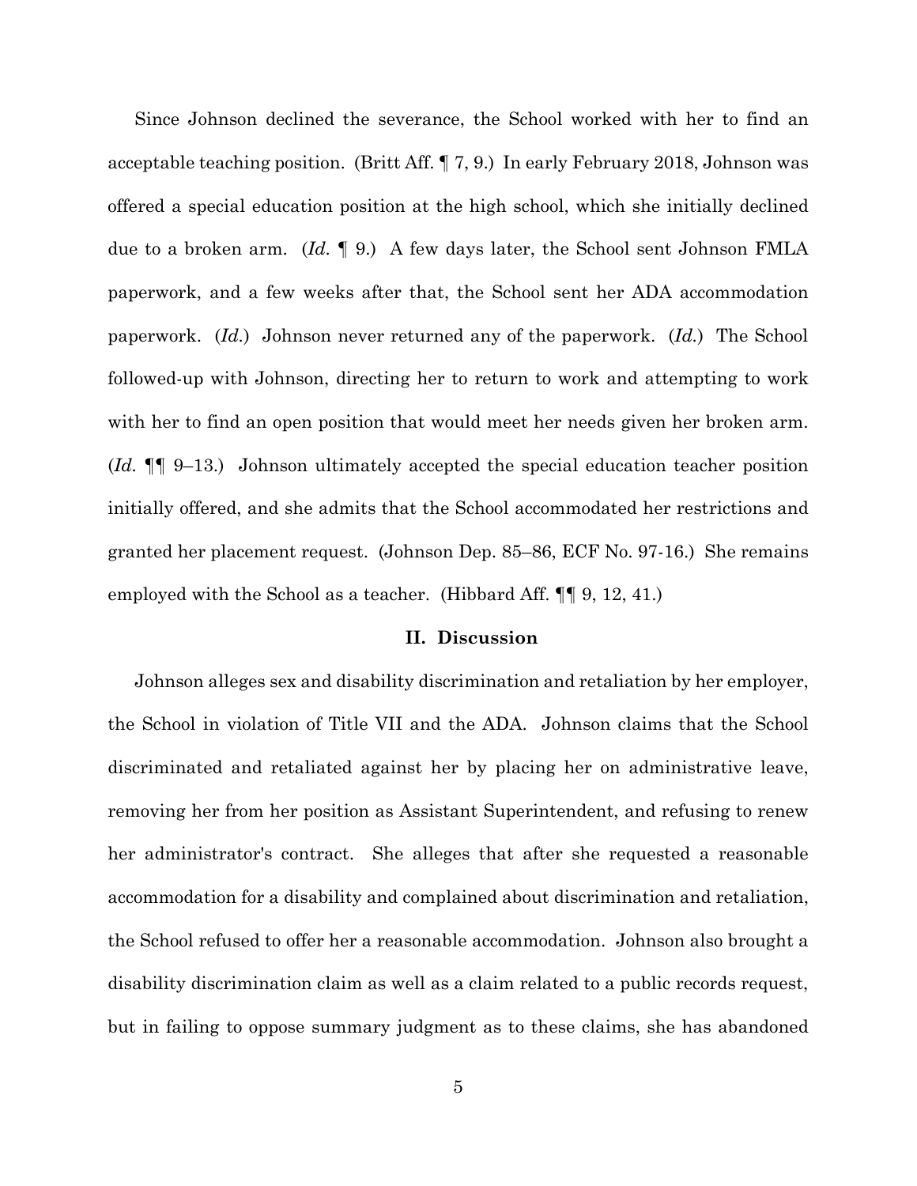Since Johnson declined the severance, the School worked with her to find an acceptable teaching position. (Britt Aff. ¶ 7, 9.) In early February 2018, Johnson was offered a special education position at the high school, which she initially declined due to a broken arm. (*Id.* ¶ 9.) A few days later, the School sent Johnson FMLA paperwork, and a few weeks after that, the School sent her ADA accommodation paperwork. (*Id.*) Johnson never returned any of the paperwork. (*Id.*) The School followed-up with Johnson, directing her to return to work and attempting to work with her to find an open position that would meet her needs given her broken arm. (*Id.* ¶¶ 9–13.) Johnson ultimately accepted the special education teacher position initially offered, and she admits that the School accommodated her restrictions and granted her placement request. (Johnson Dep. 85–86, ECF No. 97-16.) She remains employed with the School as a teacher. (Hibbard Aff. ¶¶ 9, 12, 41.)

## II. Discussion

Johnson alleges sex and disability discrimination and retaliation by her employer, the School in violation of Title VII and the ADA. Johnson claims that the School discriminated and retaliated against her by placing her on administrative leave, removing her from her position as Assistant Superintendent, and refusing to renew her administrator's contract. She alleges that after she requested a reasonable accommodation for a disability and complained about discrimination and retaliation, the School refused to offer her a reasonable accommodation. Johnson also brought a disability discrimination claim as well as a claim related to a public records request, but in failing to oppose summary judgment as to these claims, she has abandoned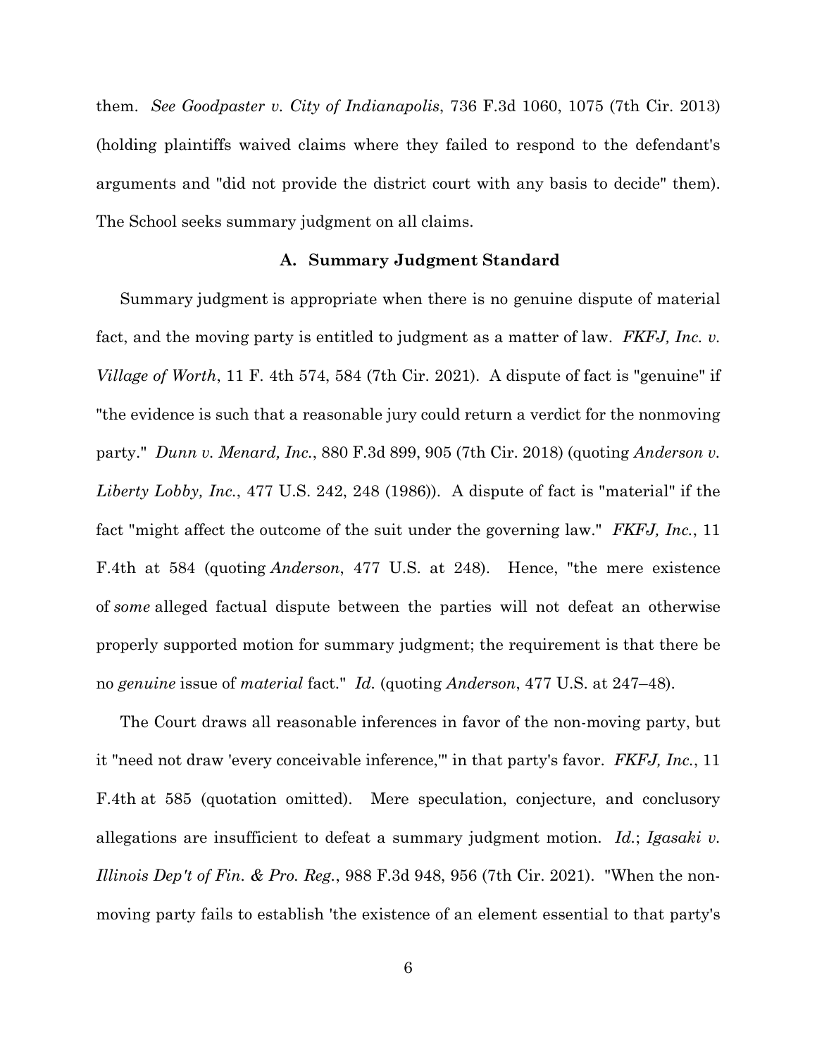them. *See Goodpaster v. City of Indianapolis*, 736 F.3d 1060, 1075 (7th Cir. 2013) (holding plaintiffs waived claims where they failed to respond to the defendant's arguments and "did not provide the district court with any basis to decide" them). The School seeks summary judgment on all claims.

### A. Summary Judgment Standard

Summary judgment is appropriate when there is no genuine dispute of material fact, and the moving party is entitled to judgment as a matter of law. *FKFJ, Inc. v. Village of Worth*, 11 F. 4th 574, 584 (7th Cir. 2021). A dispute of fact is "genuine" if "the evidence is such that a reasonable jury could return a verdict for the nonmoving party." *Dunn v. Menard, Inc.*, 880 F.3d 899, 905 (7th Cir. 2018) (quoting *Anderson v. Liberty Lobby, Inc.*, 477 U.S. 242, 248 (1986)). A dispute of fact is "material" if the fact "might affect the outcome of the suit under the governing law." *FKFJ, Inc.*, 11 F.4th at 584 (quoting *Anderson*, 477 U.S. at 248). Hence, "the mere existence of *some* alleged factual dispute between the parties will not defeat an otherwise properly supported motion for summary judgment; the requirement is that there be no *genuine* issue of *material* fact." *Id.* (quoting *Anderson*, 477 U.S. at 247–48).

The Court draws all reasonable inferences in favor of the non-moving party, but it "need not draw 'every conceivable inference,'" in that party's favor. *FKFJ, Inc.*, 11 F.4th at 585 (quotation omitted). Mere speculation, conjecture, and conclusory allegations are insufficient to defeat a summary judgment motion. *Id.*; *Igasaki v. Illinois Dep't of Fin. & Pro. Reg.*, 988 F.3d 948, 956 (7th Cir. 2021). "When the non-moving party fails to establish 'the existence of an element essential to that party's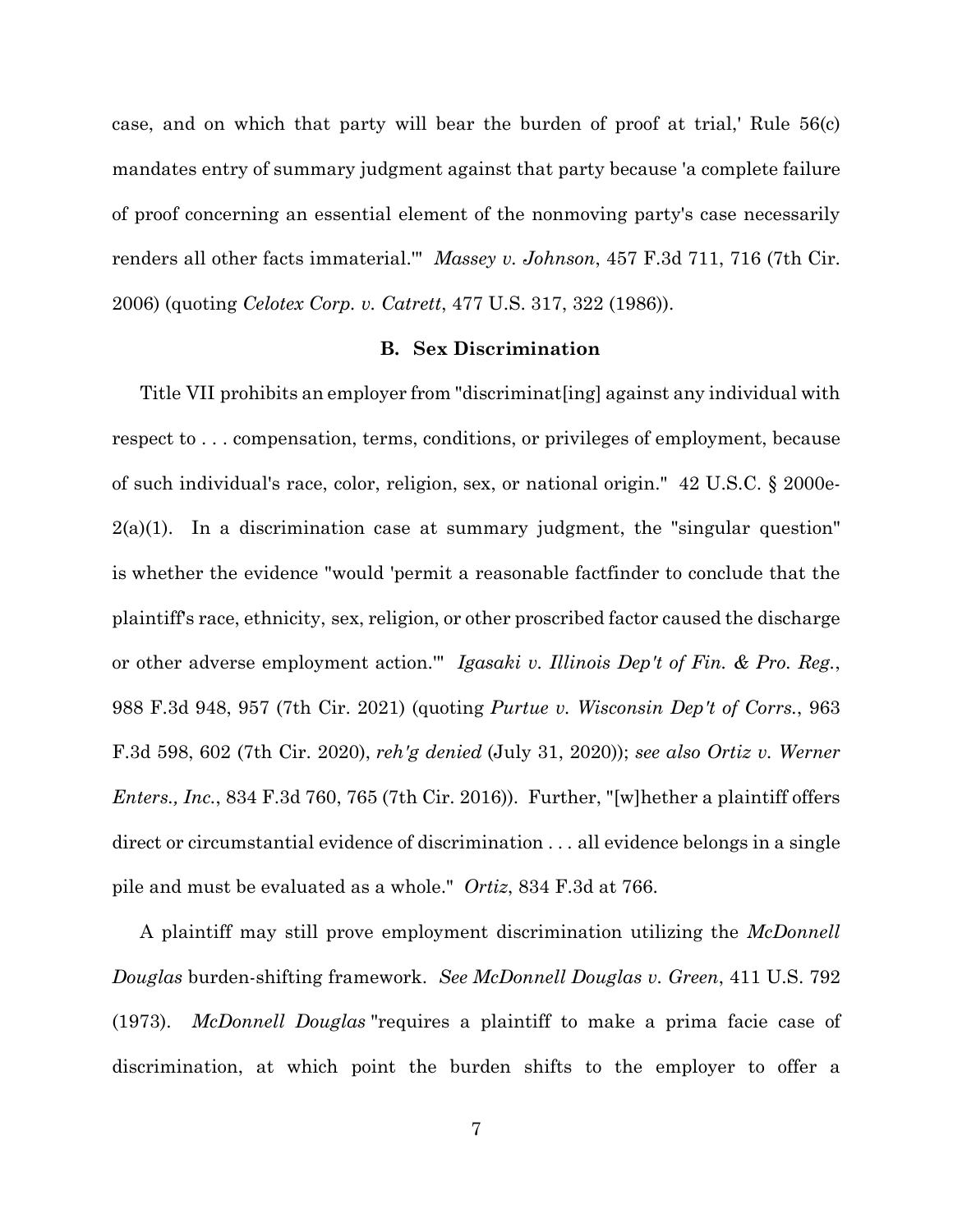case, and on which that party will bear the burden of proof at trial,' Rule 56(c) mandates entry of summary judgment against that party because 'a complete failure of proof concerning an essential element of the nonmoving party's case necessarily renders all other facts immaterial.'" *Massey v. Johnson*, 457 F.3d 711, 716 (7th Cir. 2006) (quoting *Celotex Corp. v. Catrett*, 477 U.S. 317, 322 (1986)).

### B. Sex Discrimination

Title VII prohibits an employer from "discriminat[ing] against any individual with respect to . . . compensation, terms, conditions, or privileges of employment, because of such individual's race, color, religion, sex, or national origin." 42 U.S.C. § 2000e-2(a)(1). In a discrimination case at summary judgment, the "singular question" is whether the evidence "would 'permit a reasonable factfinder to conclude that the plaintiff's race, ethnicity, sex, religion, or other proscribed factor caused the discharge or other adverse employment action.'" *Igasaki v. Illinois Dep't of Fin. & Pro. Reg.*, 988 F.3d 948, 957 (7th Cir. 2021) (quoting *Purtue v. Wisconsin Dep't of Corrs.*, 963 F.3d 598, 602 (7th Cir. 2020), *reh'g denied* (July 31, 2020)); *see also Ortiz v. Werner Enters., Inc.*, 834 F.3d 760, 765 (7th Cir. 2016)). Further, "[w]hether a plaintiff offers direct or circumstantial evidence of discrimination . . . all evidence belongs in a single pile and must be evaluated as a whole." *Ortiz*, 834 F.3d at 766.

A plaintiff may still prove employment discrimination utilizing the *McDonnell Douglas* burden-shifting framework. *See McDonnell Douglas v. Green*, 411 U.S. 792 (1973). *McDonnell Douglas* "requires a plaintiff to make a prima facie case of discrimination, at which point the burden shifts to the employer to offer a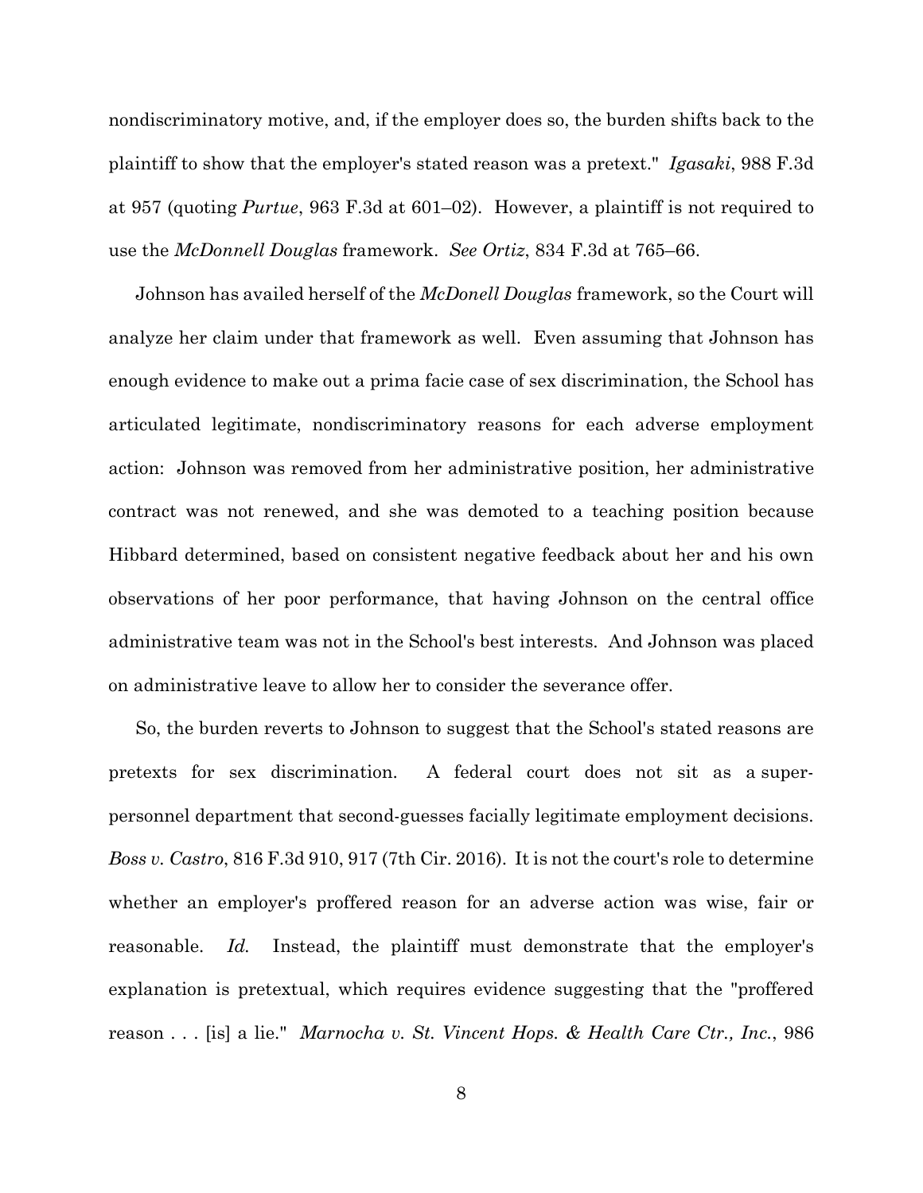nondiscriminatory motive, and, if the employer does so, the burden shifts back to the plaintiff to show that the employer's stated reason was a pretext." *Igasaki*, 988 F.3d at 957 (quoting *Purtue*, 963 F.3d at 601–02). However, a plaintiff is not required to use the *McDonnell Douglas* framework. *See Ortiz*, 834 F.3d at 765–66.

Johnson has availed herself of the *McDonell Douglas* framework, so the Court will analyze her claim under that framework as well. Even assuming that Johnson has enough evidence to make out a prima facie case of sex discrimination, the School has articulated legitimate, nondiscriminatory reasons for each adverse employment action: Johnson was removed from her administrative position, her administrative contract was not renewed, and she was demoted to a teaching position because Hibbard determined, based on consistent negative feedback about her and his own observations of her poor performance, that having Johnson on the central office administrative team was not in the School's best interests. And Johnson was placed on administrative leave to allow her to consider the severance offer.

So, the burden reverts to Johnson to suggest that the School's stated reasons are pretexts for sex discrimination. A federal court does not sit as a super-personnel department that second-guesses facially legitimate employment decisions. *Boss v. Castro*, 816 F.3d 910, 917 (7th Cir. 2016). It is not the court's role to determine whether an employer's proffered reason for an adverse action was wise, fair or reasonable. *Id.* Instead, the plaintiff must demonstrate that the employer's explanation is pretextual, which requires evidence suggesting that the "proffered reason . . . [is] a lie." *Marnocha v. St. Vincent Hops. & Health Care Ctr., Inc.*, 986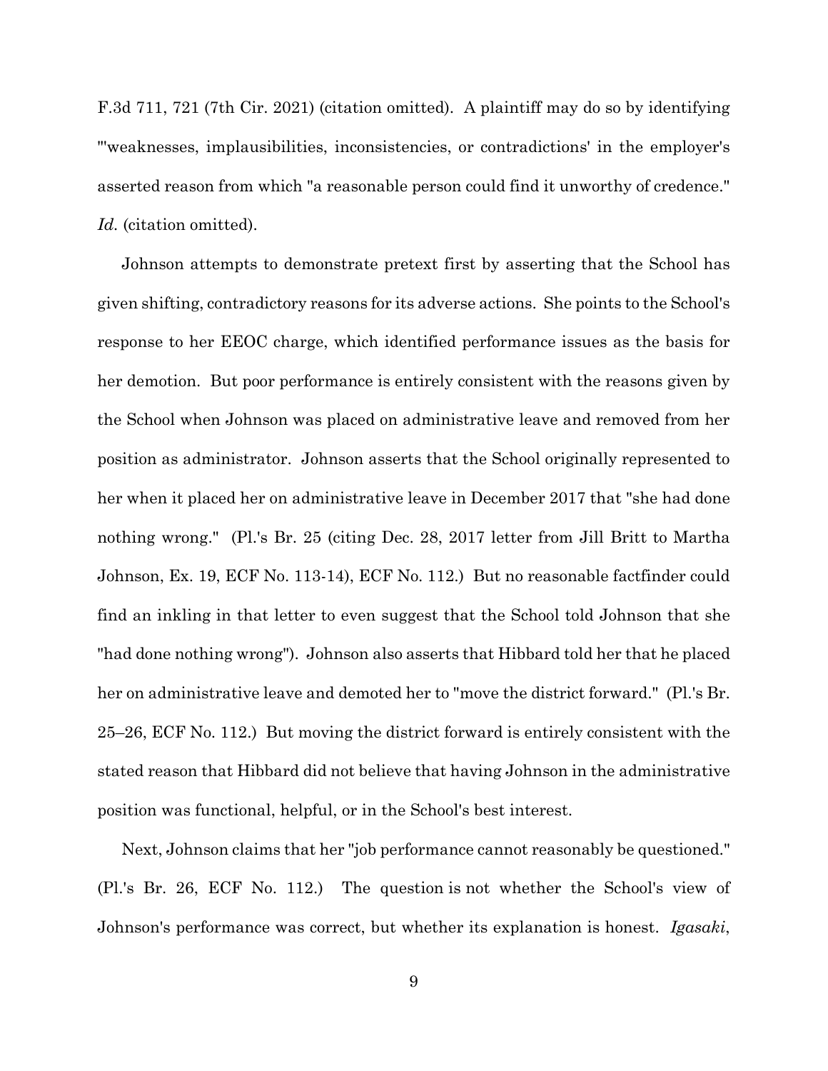F.3d 711, 721 (7th Cir. 2021) (citation omitted). A plaintiff may do so by identifying "'weaknesses, implausibilities, inconsistencies, or contradictions' in the employer's asserted reason from which "a reasonable person could find it unworthy of credence." *Id.* (citation omitted).

Johnson attempts to demonstrate pretext first by asserting that the School has given shifting, contradictory reasons for its adverse actions. She points to the School's response to her EEOC charge, which identified performance issues as the basis for her demotion. But poor performance is entirely consistent with the reasons given by the School when Johnson was placed on administrative leave and removed from her position as administrator. Johnson asserts that the School originally represented to her when it placed her on administrative leave in December 2017 that "she had done nothing wrong." (Pl.'s Br. 25 (citing Dec. 28, 2017 letter from Jill Britt to Martha Johnson, Ex. 19, ECF No. 113-14), ECF No. 112.) But no reasonable factfinder could find an inkling in that letter to even suggest that the School told Johnson that she "had done nothing wrong"). Johnson also asserts that Hibbard told her that he placed her on administrative leave and demoted her to "move the district forward." (Pl.'s Br. 25–26, ECF No. 112.) But moving the district forward is entirely consistent with the stated reason that Hibbard did not believe that having Johnson in the administrative position was functional, helpful, or in the School's best interest.

Next, Johnson claims that her "job performance cannot reasonably be questioned." (Pl.'s Br. 26, ECF No. 112.) The question is not whether the School's view of Johnson's performance was correct, but whether its explanation is honest. *Igasaki*,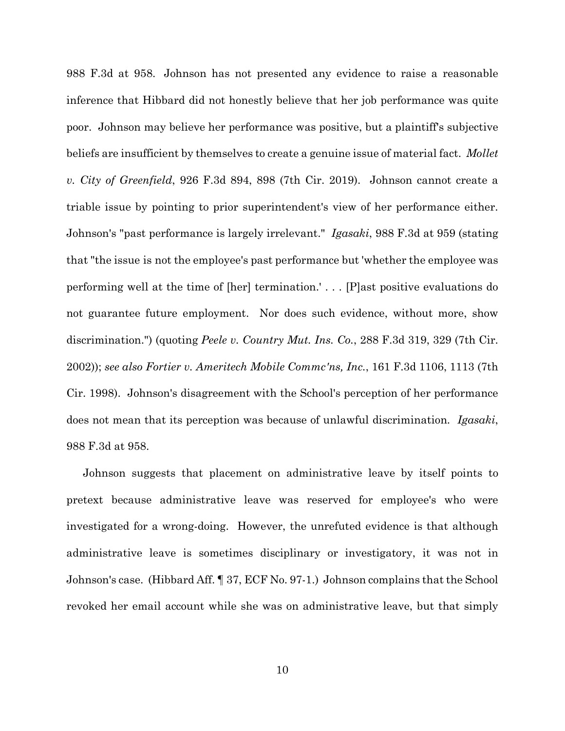988 F.3d at 958. Johnson has not presented any evidence to raise a reasonable inference that Hibbard did not honestly believe that her job performance was quite poor. Johnson may believe her performance was positive, but a plaintiff's subjective beliefs are insufficient by themselves to create a genuine issue of material fact. *Mollet v. City of Greenfield*, 926 F.3d 894, 898 (7th Cir. 2019). Johnson cannot create a triable issue by pointing to prior superintendent's view of her performance either. Johnson's "past performance is largely irrelevant." *Igasaki*, 988 F.3d at 959 (stating that "the issue is not the employee's past performance but 'whether the employee was performing well at the time of [her] termination.' . . . [P]ast positive evaluations do not guarantee future employment. Nor does such evidence, without more, show discrimination.") (quoting *Peele v. Country Mut. Ins. Co.*, 288 F.3d 319, 329 (7th Cir. 2002)); *see also Fortier v. Ameritech Mobile Commc'ns, Inc.*, 161 F.3d 1106, 1113 (7th Cir. 1998). Johnson's disagreement with the School's perception of her performance does not mean that its perception was because of unlawful discrimination. *Igasaki*, 988 F.3d at 958.

Johnson suggests that placement on administrative leave by itself points to pretext because administrative leave was reserved for employee's who were investigated for a wrong-doing. However, the unrefuted evidence is that although administrative leave is sometimes disciplinary or investigatory, it was not in Johnson's case. (Hibbard Aff. ¶ 37, ECF No. 97-1.) Johnson complains that the School revoked her email account while she was on administrative leave, but that simply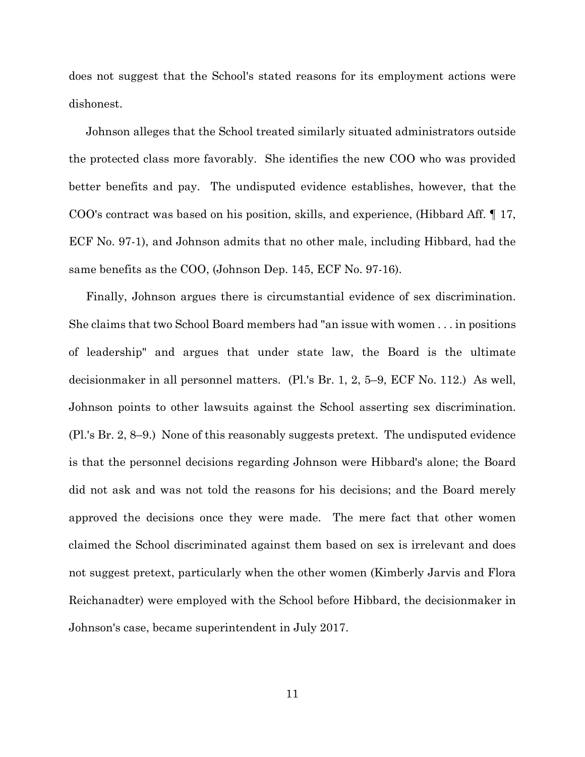does not suggest that the School's stated reasons for its employment actions were dishonest.

Johnson alleges that the School treated similarly situated administrators outside the protected class more favorably. She identifies the new COO who was provided better benefits and pay. The undisputed evidence establishes, however, that the COO's contract was based on his position, skills, and experience, (Hibbard Aff. ¶ 17, ECF No. 97-1), and Johnson admits that no other male, including Hibbard, had the same benefits as the COO, (Johnson Dep. 145, ECF No. 97-16).

Finally, Johnson argues there is circumstantial evidence of sex discrimination. She claims that two School Board members had "an issue with women . . . in positions of leadership" and argues that under state law, the Board is the ultimate decisionmaker in all personnel matters. (Pl.'s Br. 1, 2, 5–9, ECF No. 112.) As well, Johnson points to other lawsuits against the School asserting sex discrimination. (Pl.'s Br. 2, 8–9.) None of this reasonably suggests pretext. The undisputed evidence is that the personnel decisions regarding Johnson were Hibbard's alone; the Board did not ask and was not told the reasons for his decisions; and the Board merely approved the decisions once they were made. The mere fact that other women claimed the School discriminated against them based on sex is irrelevant and does not suggest pretext, particularly when the other women (Kimberly Jarvis and Flora Reichanadter) were employed with the School before Hibbard, the decisionmaker in Johnson's case, became superintendent in July 2017.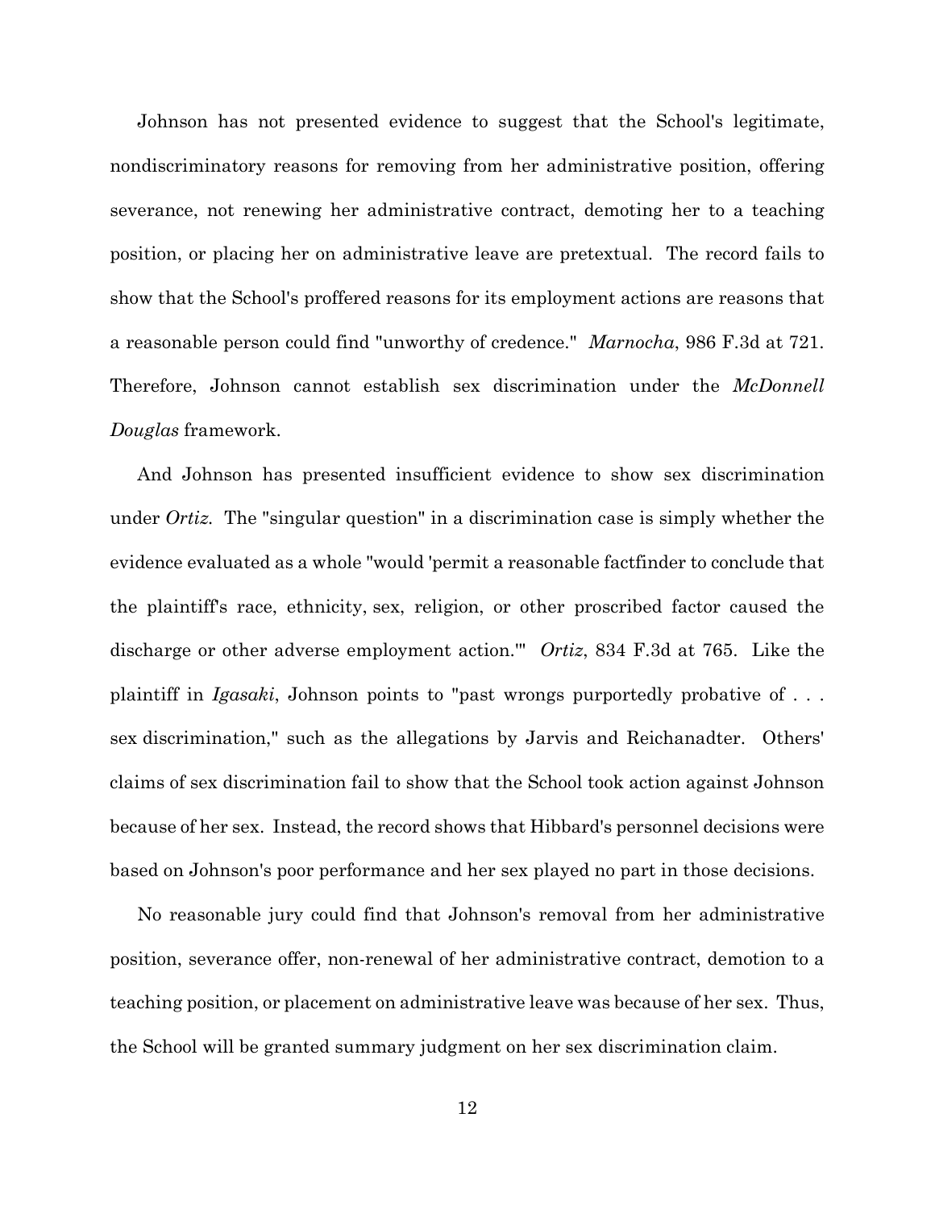Johnson has not presented evidence to suggest that the School's legitimate, nondiscriminatory reasons for removing from her administrative position, offering severance, not renewing her administrative contract, demoting her to a teaching position, or placing her on administrative leave are pretextual. The record fails to show that the School's proffered reasons for its employment actions are reasons that a reasonable person could find "unworthy of credence." *Marnocha*, 986 F.3d at 721. Therefore, Johnson cannot establish sex discrimination under the *McDonnell Douglas* framework.

And Johnson has presented insufficient evidence to show sex discrimination under *Ortiz*. The "singular question" in a discrimination case is simply whether the evidence evaluated as a whole "would 'permit a reasonable factfinder to conclude that the plaintiff's race, ethnicity, sex, religion, or other proscribed factor caused the discharge or other adverse employment action.'" *Ortiz*, 834 F.3d at 765. Like the plaintiff in *Igasaki*, Johnson points to "past wrongs purportedly probative of . . . sex discrimination," such as the allegations by Jarvis and Reichanadter. Others' claims of sex discrimination fail to show that the School took action against Johnson because of her sex. Instead, the record shows that Hibbard's personnel decisions were based on Johnson's poor performance and her sex played no part in those decisions.

No reasonable jury could find that Johnson's removal from her administrative position, severance offer, non-renewal of her administrative contract, demotion to a teaching position, or placement on administrative leave was because of her sex. Thus, the School will be granted summary judgment on her sex discrimination claim.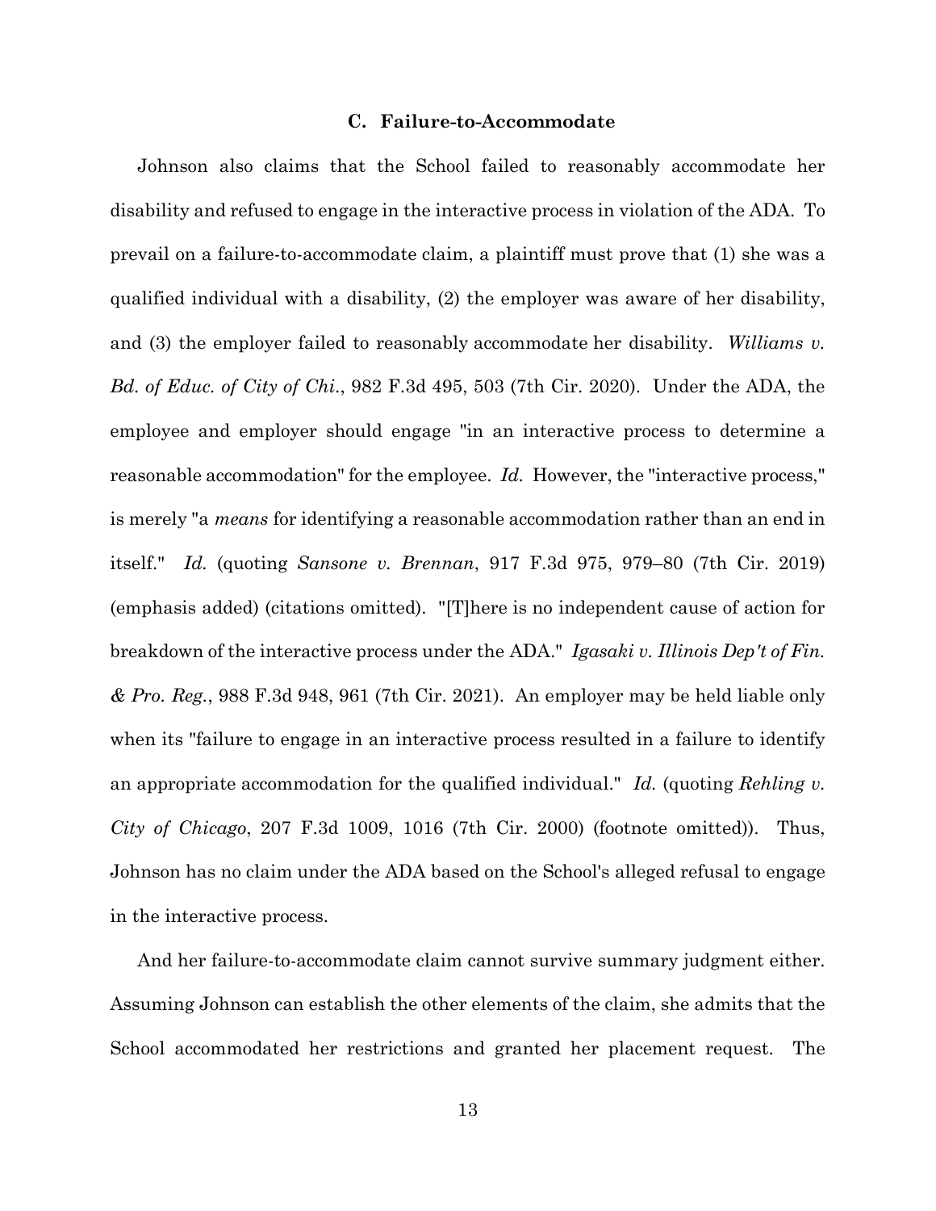### C. Failure-to-Accommodate

Johnson also claims that the School failed to reasonably accommodate her disability and refused to engage in the interactive process in violation of the ADA. To prevail on a failure-to-accommodate claim, a plaintiff must prove that (1) she was a qualified individual with a disability, (2) the employer was aware of her disability, and (3) the employer failed to reasonably accommodate her disability. *Williams v. Bd. of Educ. of City of Chi*., 982 F.3d 495, 503 (7th Cir. 2020). Under the ADA, the employee and employer should engage "in an interactive process to determine a reasonable accommodation" for the employee. *Id.* However, the "interactive process," is merely "a *means* for identifying a reasonable accommodation rather than an end in itself." *Id.* (quoting *Sansone v. Brennan*, 917 F.3d 975, 979–80 (7th Cir. 2019) (emphasis added) (citations omitted). "[T]here is no independent cause of action for breakdown of the interactive process under the ADA." *Igasaki v. Illinois Dep't of Fin. & Pro. Reg.*, 988 F.3d 948, 961 (7th Cir. 2021). An employer may be held liable only when its "failure to engage in an interactive process resulted in a failure to identify an appropriate accommodation for the qualified individual." *Id.* (quoting *Rehling v. City of Chicago*, 207 F.3d 1009, 1016 (7th Cir. 2000) (footnote omitted)). Thus, Johnson has no claim under the ADA based on the School's alleged refusal to engage in the interactive process.

And her failure-to-accommodate claim cannot survive summary judgment either. Assuming Johnson can establish the other elements of the claim, she admits that the School accommodated her restrictions and granted her placement request. The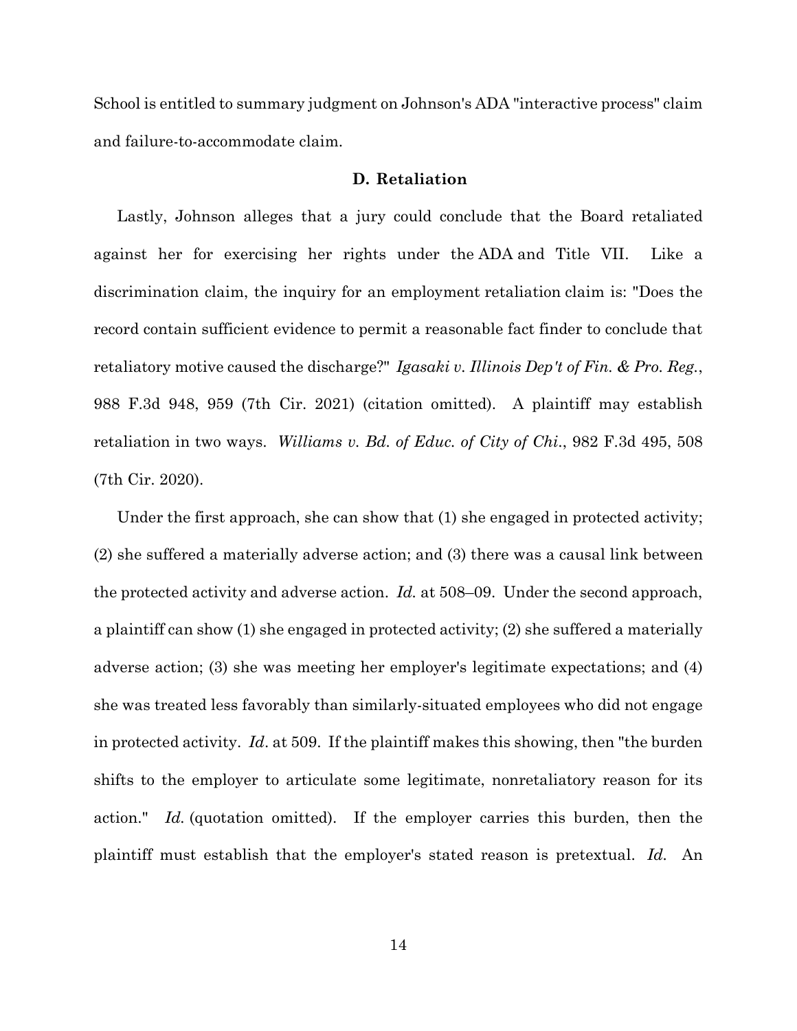School is entitled to summary judgment on Johnson's ADA "interactive process" claim and failure-to-accommodate claim.

### D. Retaliation

Lastly, Johnson alleges that a jury could conclude that the Board retaliated against her for exercising her rights under the ADA and Title VII. Like a discrimination claim, the inquiry for an employment retaliation claim is: "Does the record contain sufficient evidence to permit a reasonable fact finder to conclude that retaliatory motive caused the discharge?" *Igasaki v. Illinois Dep't of Fin. & Pro. Reg.*, 988 F.3d 948, 959 (7th Cir. 2021) (citation omitted). A plaintiff may establish retaliation in two ways. *Williams v. Bd. of Educ. of City of Chi.*, 982 F.3d 495, 508 (7th Cir. 2020).

Under the first approach, she can show that (1) she engaged in protected activity; (2) she suffered a materially adverse action; and (3) there was a causal link between the protected activity and adverse action. *Id.* at 508–09. Under the second approach, a plaintiff can show (1) she engaged in protected activity; (2) she suffered a materially adverse action; (3) she was meeting her employer's legitimate expectations; and (4) she was treated less favorably than similarly-situated employees who did not engage in protected activity. *Id*. at 509. If the plaintiff makes this showing, then "the burden shifts to the employer to articulate some legitimate, nonretaliatory reason for its action." *Id.* (quotation omitted). If the employer carries this burden, then the plaintiff must establish that the employer's stated reason is pretextual. *Id.* An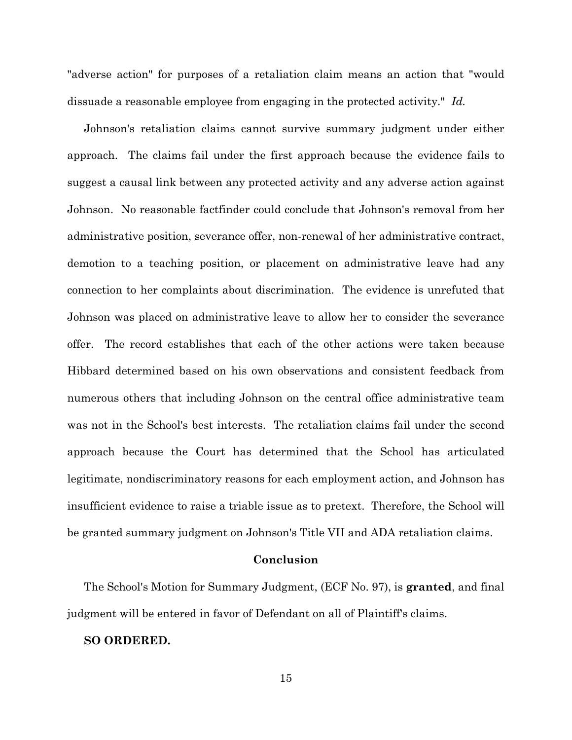"adverse action" for purposes of a retaliation claim means an action that "would dissuade a reasonable employee from engaging in the protected activity." *Id.*

Johnson's retaliation claims cannot survive summary judgment under either approach. The claims fail under the first approach because the evidence fails to suggest a causal link between any protected activity and any adverse action against Johnson. No reasonable factfinder could conclude that Johnson's removal from her administrative position, severance offer, non-renewal of her administrative contract, demotion to a teaching position, or placement on administrative leave had any connection to her complaints about discrimination. The evidence is unrefuted that Johnson was placed on administrative leave to allow her to consider the severance offer. The record establishes that each of the other actions were taken because Hibbard determined based on his own observations and consistent feedback from numerous others that including Johnson on the central office administrative team was not in the School's best interests. The retaliation claims fail under the second approach because the Court has determined that the School has articulated legitimate, nondiscriminatory reasons for each employment action, and Johnson has insufficient evidence to raise a triable issue as to pretext. Therefore, the School will be granted summary judgment on Johnson's Title VII and ADA retaliation claims.

## Conclusion

The School's Motion for Summary Judgment, (ECF No. 97), is **granted**, and final judgment will be entered in favor of Defendant on all of Plaintiff's claims.

**SO ORDERED.**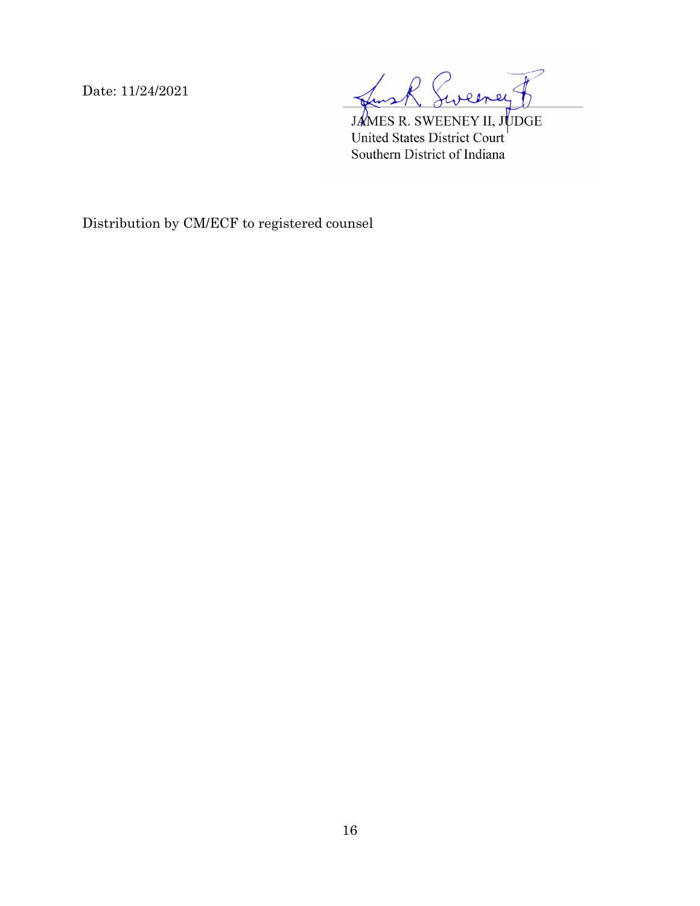Date: 11/24/2021

JAMES R. SWEENEY II, JUDGE
United States District Court
Southern District of Indiana

Distribution by CM/ECF to registered counsel